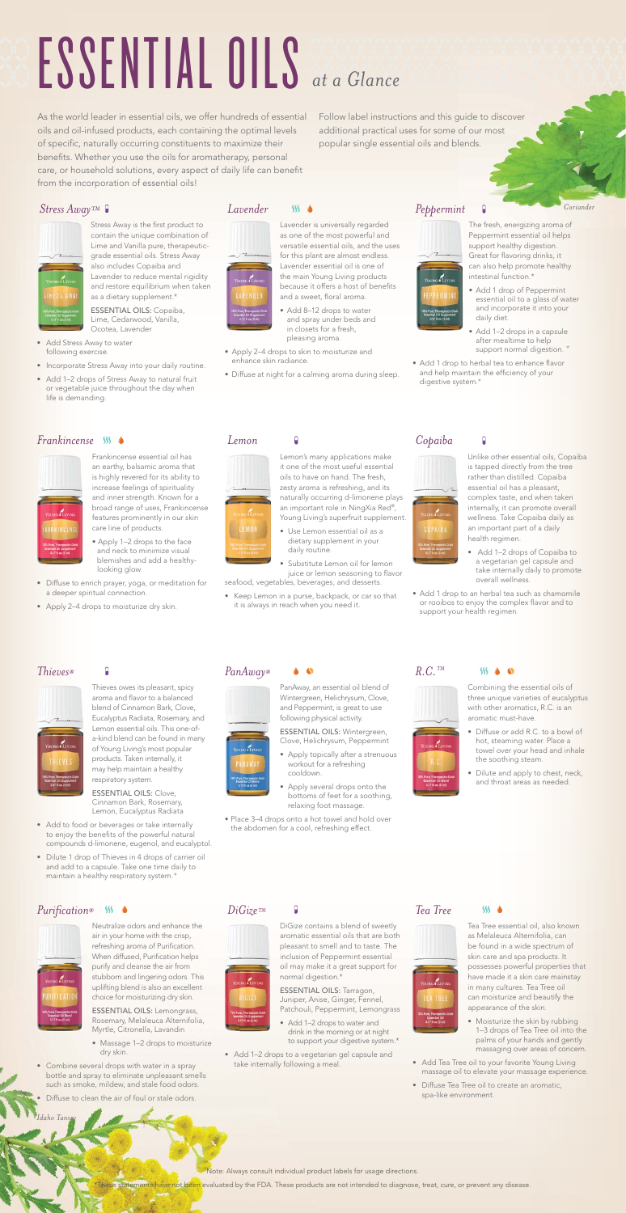# ESSENTIAL OILS *at a Glance*

As the world leader in essential oils, we offer hundreds of essential oils and oil-infused products, each containing the optimal levels of specific, naturally occurring constituents to maximize their benefits. Whether you use the oils for aromatherapy, personal care, or household solutions, every aspect of daily life can benefit from the incorporation of essential oils!

Follow label instructions and this guide to discover additional practical uses for some of our most popular single essential oils and blends.

## *Stress Away™*

Stress Away is the first product to contain the unique combination of Lime and Vanilla pure, therapeutic-grade essential oils. Stress Away also includes Copaiba and Lavender to reduce mental rigidity and restore equilibrium when taken as a dietary supplement.*

ESSENTIAL OILS: Copaiba, Lime, Cedarwood, Vanilla, Ocotea, Lavender

- Add Stress Away to water following exercise.
- Incorporate Stress Away into your daily routine.
- Add 1–2 drops of Stress Away to natural fruit or vegetable juice throughout the day when life is demanding.

## *Lavender*

Lavender is universally regarded as one of the most powerful and versatile essential oils, and the uses for this plant are almost endless. Lavender essential oil is one of the main Young Living products because it offers a host of benefits and a sweet, floral aroma.

- Add 8–12 drops to water and spray under beds and in closets for a fresh, pleasing aroma.
- Apply 2–4 drops to skin to moisturize and enhance skin radiance.
- Diffuse at night for a calming aroma during sleep.

## *Peppermint*

The fresh, energizing aroma of Peppermint essential oil helps support healthy digestion. Great for flavoring drinks, it can also help promote healthy intestinal function.*

- Add 1 drop of Peppermint essential oil to a glass of water and incorporate it into your daily diet.
- Add 1–2 drops in a capsule after mealtime to help support normal digestion.*
- Add 1 drop to herbal tea to enhance flavor and help maintain the efficiency of your digestive system.*

## *Frankincense*

Frankincense essential oil has an earthy, balsamic aroma that is highly revered for its ability to increase feelings of spirituality and inner strength. Known for a broad range of uses, Frankincense features prominently in our skin care line of products.

- Apply 1–2 drops to the face and neck to minimize visual blemishes and add a healthy-looking glow.
- Diffuse to enrich prayer, yoga, or meditation for a deeper spiritual connection.
- Apply 2–4 drops to moisturize dry skin.

## *Lemon*

Lemon's many applications make it one of the most useful essential oils to have on hand. The fresh, zesty aroma is refreshing, and its naturally occurring d-limonene plays an important role in NingXia Red®, Young Living's superfruit supplement.

- Use Lemon essential oil as a dietary supplement in your daily routine.
- Substitute Lemon oil for lemon juice or lemon seasoning to flavor seafood, vegetables, beverages, and desserts.
- Keep Lemon in a purse, backpack, or car so that it is always in reach when you need it.

## *Copaiba*

Unlike other essential oils, Copaiba is tapped directly from the tree rather than distilled. Copaiba essential oil has a pleasant, complex taste, and when taken internally, it can promote overall wellness. Take Copaiba daily as an important part of a daily health regimen.

- Add 1–2 drops of Copaiba to a vegetarian gel capsule and take internally daily to promote overall wellness.
- Add 1 drop to an herbal tea such as chamomile or rooibos to enjoy the complex flavor and to support your health regimen.

## *Thieves®*

Thieves owes its pleasant, spicy aroma and flavor to a balanced blend of Cinnamon Bark, Clove, Eucalyptus Radiata, Rosemary, and Lemon essential oils. This one-of-a-kind blend can be found in many of Young Living's most popular products. Taken internally, it may help maintain a healthy respiratory system.

ESSENTIAL OILS: Clove, Cinnamon Bark, Rosemary, Lemon, Eucalyptus Radiata

- Add to food or beverages or take internally to enjoy the benefits of the powerful natural compounds d-limonene, eugenol, and eucalyptol.
- Dilute 1 drop of Thieves in 4 drops of carrier oil and add to a capsule. Take one time daily to maintain a healthy respiratory system.*

## *PanAway®*

PanAway, an essential oil blend of Wintergreen, Helichrysum, Clove, and Peppermint, is great to use following physical activity.

ESSENTIAL OILS: Wintergreen, Clove, Helichrysum, Peppermint

- Apply topically after a strenuous workout for a refreshing cooldown.
- Apply several drops onto the bottoms of feet for a soothing, relaxing foot massage.
- Place 3–4 drops onto a hot towel and hold over the abdomen for a cool, refreshing effect.

## *R.C.™*

Combining the essential oils of three unique varieties of eucalyptus with other aromatics, R.C. is an aromatic must-have.

- Diffuse or add R.C. to a bowl of hot, steaming water. Place a towel over your head and inhale the soothing steam.
- Dilute and apply to chest, neck, and throat areas as needed.

## *Purification®*

Neutralize odors and enhance the air in your home with the crisp, refreshing aroma of Purification. When diffused, Purification helps purify and cleanse the air from stubborn and lingering odors. This uplifting blend is also an excellent choice for moisturizing dry skin.

ESSENTIAL OILS: Lemongrass, Rosemary, Melaleuca Alternifolia, Myrtle, Citronella, Lavandin

- Massage 1–2 drops to moisturize dry skin.
- Combine several drops with water in a spray bottle and spray to eliminate unpleasant smells such as smoke, mildew, and stale food odors.
- Diffuse to clean the air of foul or stale odors.

## *DiGize™*

DiGize contains a blend of sweetly aromatic essential oils that are both pleasant to smell and to taste. The inclusion of Peppermint essential oil may make it a great support for normal digestion.*

ESSENTIAL OILS: Tarragon, Juniper, Anise, Ginger, Fennel, Patchouli, Peppermint, Lemongrass

- Add 1–2 drops to water and drink in the morning or at night to support your digestive system.*
- Add 1–2 drops to a vegetarian gel capsule and take internally following a meal.

## *Tea Tree*

Tea Tree essential oil, also known as Melaleuca Alternifolia, can be found in a wide spectrum of skin care and spa products. It possesses powerful properties that have made it a skin care mainstay in many cultures. Tea Tree oil can moisturize and beautify the appearance of the skin.

- Moisturize the skin by rubbing 1–3 drops of Tea Tree oil into the palms of your hands and gently massaging over areas of concern.
- Add Tea Tree oil to your favorite Young Living massage oil to elevate your massage experience.
- Diffuse Tea Tree oil to create an aromatic, spa-like environment.

Note: Always consult individual product labels for usage directions.

*These statements have not been evaluated by the FDA. These products are not intended to diagnose, treat, cure, or prevent any disease.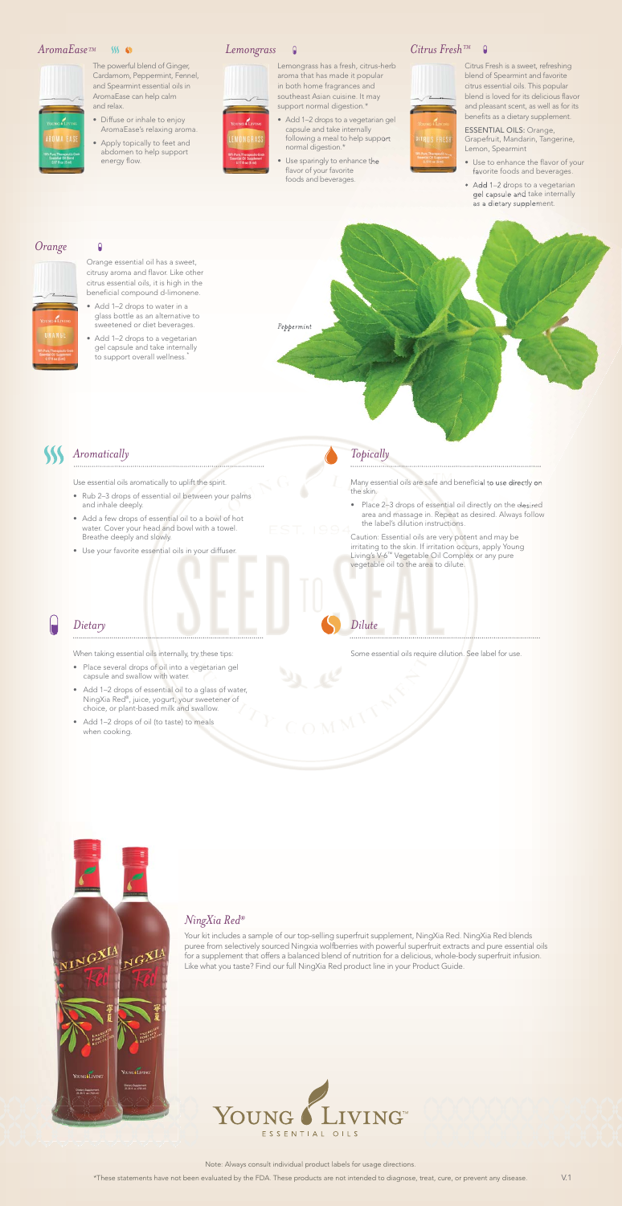## *AromaEase™*

The powerful blend of Ginger, Cardamom, Peppermint, Fennel, and Spearmint essential oils in AromaEase can help calm and relax.

- Diffuse or inhale to enjoy AromaEase's relaxing aroma.
- Apply topically to feet and abdomen to help support energy flow.

## *Lemongrass*

Lemongrass has a fresh, citrus-herb aroma that has made it popular in both home fragrances and southeast Asian cuisine. It may support normal digestion.*

- Add 1–2 drops to a vegetarian gel capsule and take internally following a meal to help support normal digestion.*
- Use sparingly to enhance the flavor of your favorite foods and beverages.

## *Citrus Fresh™*

Citrus Fresh is a sweet, refreshing blend of Spearmint and favorite citrus essential oils. This popular blend is loved for its delicious flavor and pleasant scent, as well as for its benefits as a dietary supplement.

ESSENTIAL OILS: Orange, Grapefruit, Mandarin, Tangerine, Lemon, Spearmint

- Use to enhance the flavor of your favorite foods and beverages.
- Add 1–2 drops to a vegetarian gel capsule and take internally as a dietary supplement.

## *Orange*

Orange essential oil has a sweet, citrusy aroma and flavor. Like other citrus essential oils, it is high in the beneficial compound d-limonene.

- Add 1–2 drops to water in a glass bottle as an alternative to sweetened or diet beverages.
- Add 1–2 drops to a vegetarian gel capsule and take internally to support overall wellness.*

*Peppermint*

## *Aromatically*

Use essential oils aromatically to uplift the spirit.

- Rub 2–3 drops of essential oil between your palms and inhale deeply.
- Add a few drops of essential oil to a bowl of hot water. Cover your head and bowl with a towel. Breathe deeply and slowly.
- Use your favorite essential oils in your diffuser.

## *Topically*

Many essential oils are safe and beneficial to use directly on the skin.

- Place 2–3 drops of essential oil directly on the desired area and massage in. Repeat as desired. Always follow the label's dilution instructions.

Caution: Essential oils are very potent and may be irritating to the skin. If irritation occurs, apply Young Living's V-6™ Vegetable Oil Complex or any pure vegetable oil to the area to dilute.

## *Dietary*

When taking essential oils internally, try these tips:

- Place several drops of oil into a vegetarian gel capsule and swallow with water.
- Add 1–2 drops of essential oil to a glass of water, NingXia Red®, juice, yogurt, your sweetener of choice, or plant-based milk and swallow.
- Add 1–2 drops of oil (to taste) to meals when cooking.

## *Dilute*

Some essential oils require dilution. See label for use.

## *NingXia Red®*

Your kit includes a sample of our top-selling superfruit supplement, NingXia Red. NingXia Red blends puree from selectively sourced Ningxia wolfberries with powerful superfruit extracts and pure essential oils for a supplement that offers a balanced blend of nutrition for a delicious, whole-body superfruit infusion. Like what you taste? Find our full NingXia Red product line in your Product Guide.

YOUNG LIVING™ ESSENTIAL OILS

Note: Always consult individual product labels for usage directions.

*These statements have not been evaluated by the FDA. These products are not intended to diagnose, treat, cure, or prevent any disease.

V.1